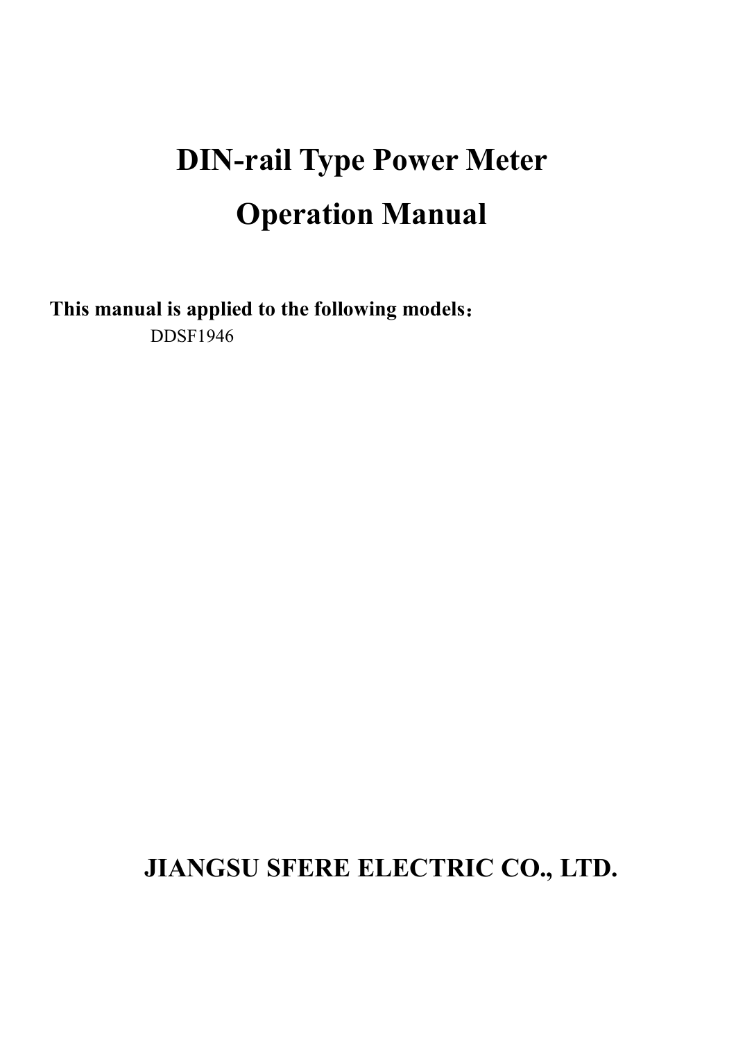# DIN-rail Type Power Meter

# Operation Manual

**This manual is applied to the following models：**

DDSF1946

**JIANGSU SFERE ELECTRIC CO., LTD.**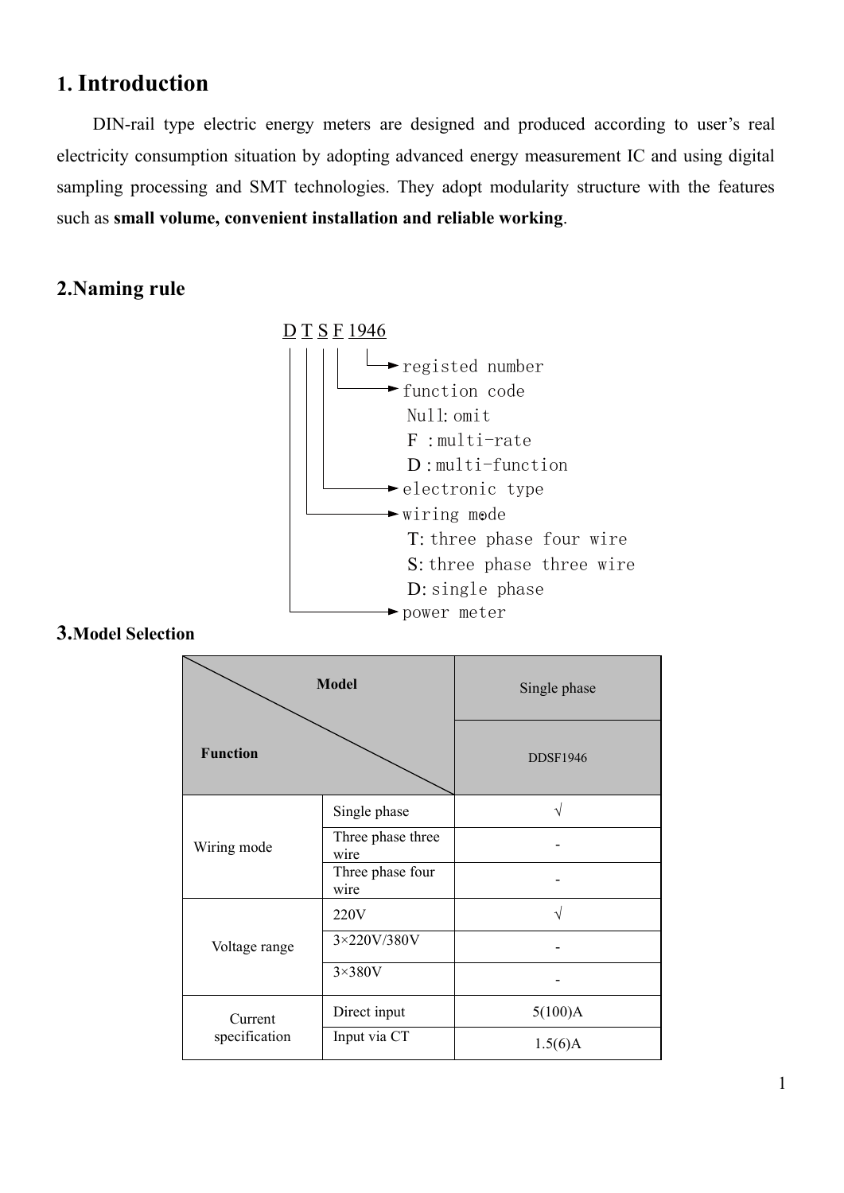## 1. Introduction

DIN-rail type electric energy meters are designed and produced according to user's real electricity consumption situation by adopting advanced energy measurement IC and using digital sampling processing and SMT technologies. They adopt modularity structure with the features such as **small volume, convenient installation and reliable working**.

## 2.Naming rule

```
D T S F 1946
│ │ │ │  └──► registed number
│ │ │ └─────► function code
│ │ │           Null: omit
│ │ │           F : multi-rate
│ │ │           D : multi-function
│ │ └───────► electronic type
│ └─────────► wiring mode
│               T: three phase four wire
│               S: three phase three wire
│               D: single phase
└───────────► power meter
```

## 3.Model Selection

| Function \ Model | | Single phase DDSF1946 |
|---|---|---|
| Wiring mode | Single phase | √ |
| | Three phase three wire | - |
| | Three phase four wire | - |
| Voltage range | 220V | √ |
| | 3×220V/380V | - |
| | 3×380V | - |
| Current specification | Direct input | 5(100)A |
| | Input via CT | 1.5(6)A |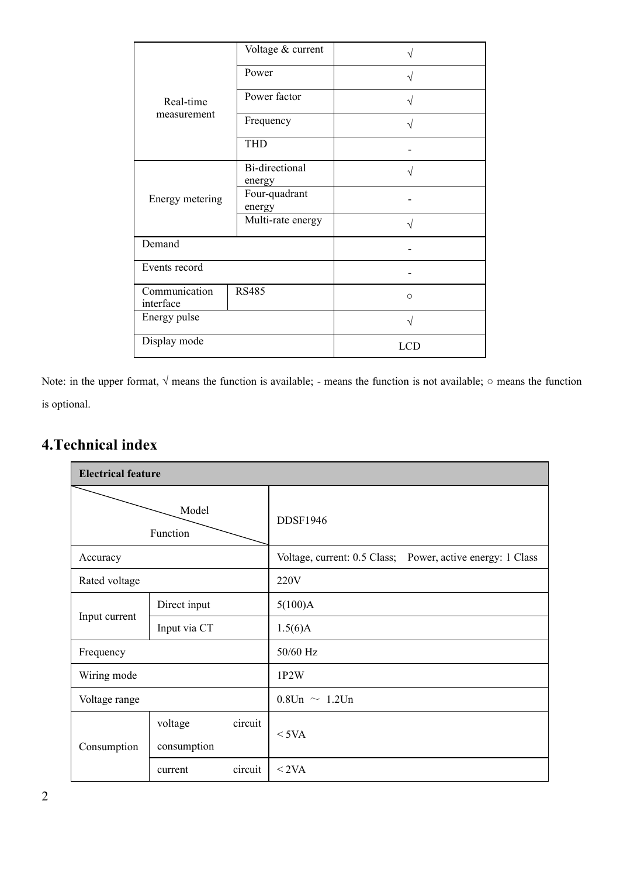| | | |
|---|---|---|
| Real-time measurement | Voltage & current | √ |
| | Power | √ |
| | Power factor | √ |
| | Frequency | √ |
| | THD | - |
| Energy metering | Bi-directional energy | √ |
| | Four-quadrant energy | - |
| | Multi-rate energy | √ |
| Demand | | - |
| Events record | | - |
| Communication interface | RS485 | ○ |
| Energy pulse | | √ |
| Display mode | | LCD |

Note: in the upper format, √ means the function is available; - means the function is not available; ○ means the function is optional.

## 4.Technical index

| **Electrical feature** | | |
|---|---|---|
| Function \ Model | | DDSF1946 |
| Accuracy | | Voltage, current: 0.5 Class; Power, active energy: 1 Class |
| Rated voltage | | 220V |
| Input current | Direct input | 5(100)A |
| | Input via CT | 1.5(6)A |
| Frequency | | 50/60 Hz |
| Wiring mode | | 1P2W |
| Voltage range | | 0.8Un ～ 1.2Un |
| Consumption | voltage circuit consumption | < 5VA |
| | current circuit | < 2VA |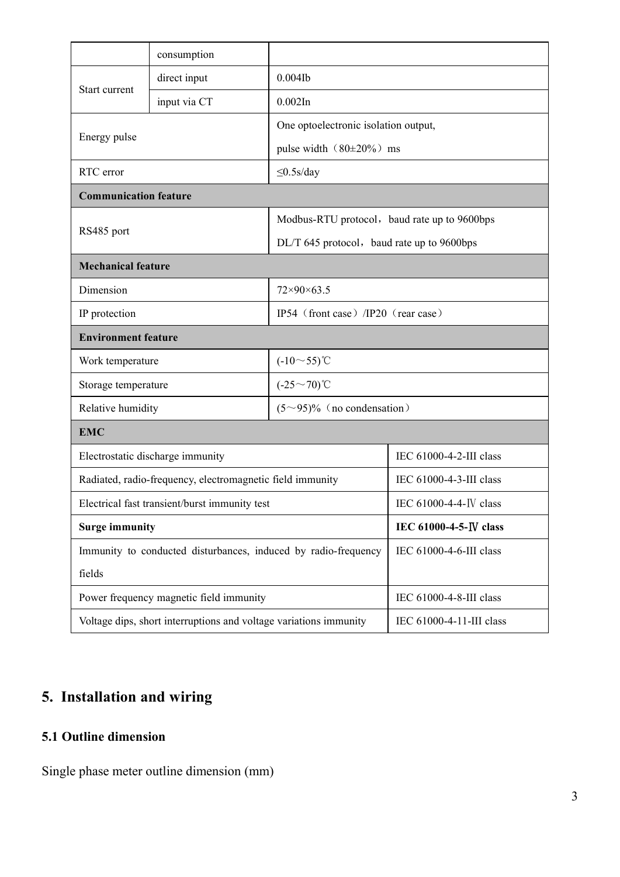|  |  |  |  |
|---|---|---|---|
|  | consumption |  |  |
| Start current | direct input | 0.004Ib |  |
|  | input via CT | 0.002In |  |
| Energy pulse |  | One optoelectronic isolation output,<br>pulse width（80±20%）ms |  |
| RTC error |  | ≤0.5s/day |  |
| **Communication feature** |  |  |  |
| RS485 port |  | Modbus-RTU protocol，baud rate up to 9600bps<br>DL/T 645 protocol，baud rate up to 9600bps |  |
| **Mechanical feature** |  |  |  |
| Dimension |  | 72×90×63.5 |  |
| IP protection |  | IP54（front case）/IP20（rear case） |  |
| **Environment feature** |  |  |  |
| Work temperature |  | (-10～55)℃ |  |
| Storage temperature |  | (-25～70)℃ |  |
| Relative humidity |  | (5～95)%（no condensation） |  |
| **EMC** |  |  |  |
| Electrostatic discharge immunity |  |  | IEC 61000-4-2-III class |
| Radiated, radio-frequency, electromagnetic field immunity |  |  | IEC 61000-4-3-III class |
| Electrical fast transient/burst immunity test |  |  | IEC 61000-4-4-Ⅳ class |
| **Surge immunity** |  |  | **IEC 61000-4-5-Ⅳ class** |
| Immunity to conducted disturbances, induced by radio-frequency fields |  |  | IEC 61000-4-6-III class |
| Power frequency magnetic field immunity |  |  | IEC 61000-4-8-III class |
| Voltage dips, short interruptions and voltage variations immunity |  |  | IEC 61000-4-11-III class |

# 5. Installation and wiring

## 5.1 Outline dimension

Single phase meter outline dimension (mm)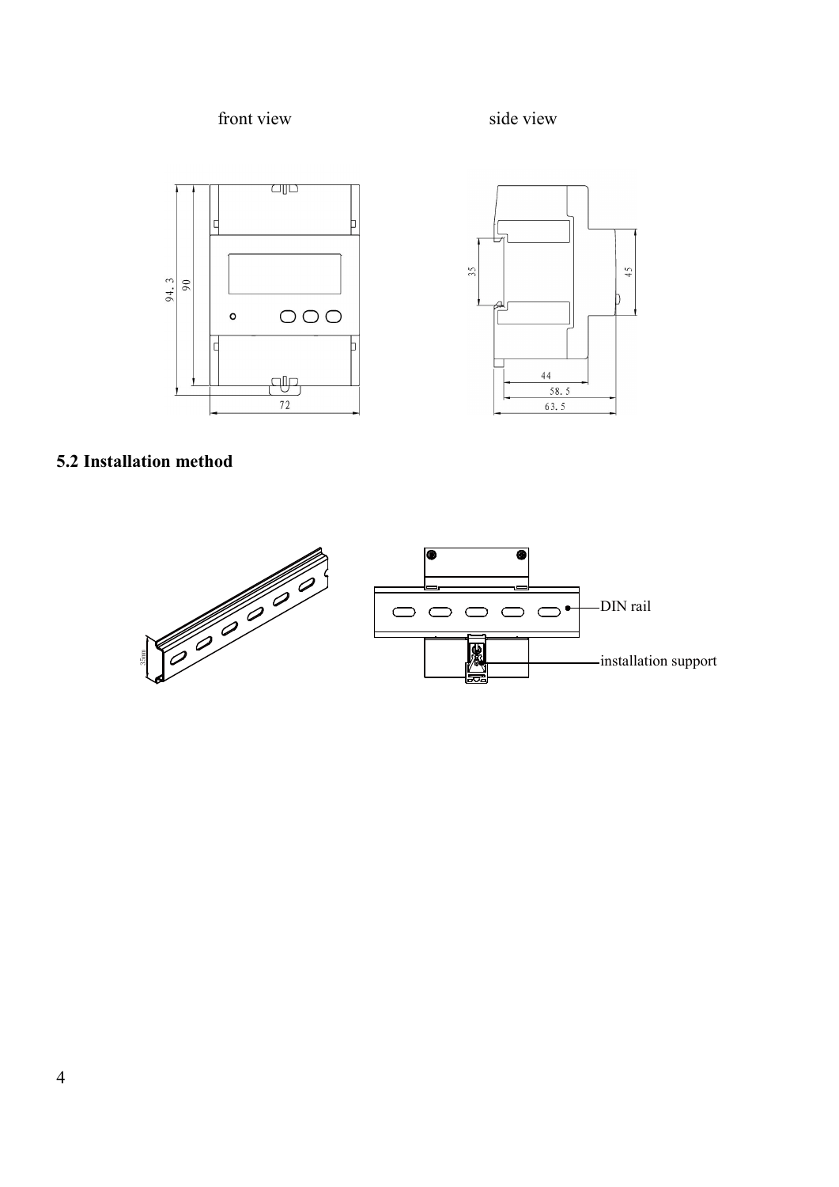front view

side view

94.3

90

72

35

45

44

58.5

63.5

## 5.2 Installation method

35mm

DIN rail

installation support